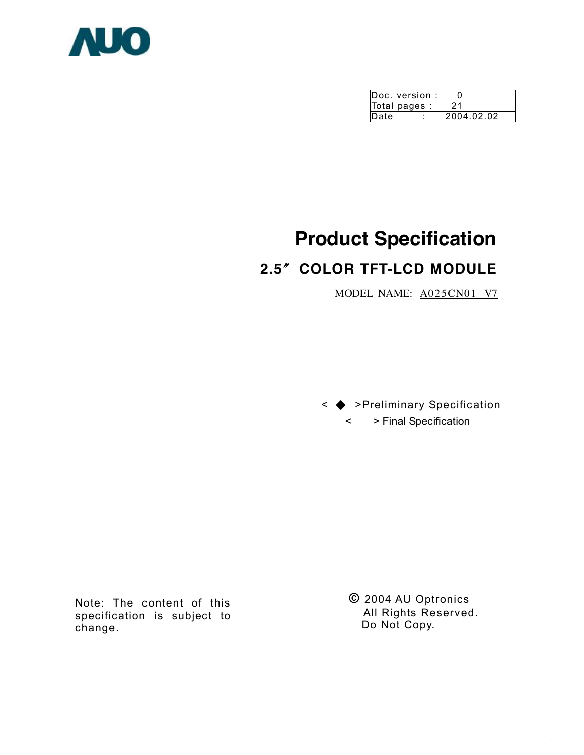AUO

| Doc. version : | 0 |
|---|---|
| Total pages : | 21 |
| Date : | 2004.02.02 |

# Product Specification

## 2.5″ COLOR TFT-LCD MODULE

MODEL NAME: A025CN01 V7

< ◆ >Preliminary Specification

< > Final Specification

Note: The content of this specification is subject to change.

© 2004 AU Optronics
All Rights Reserved.
Do Not Copy.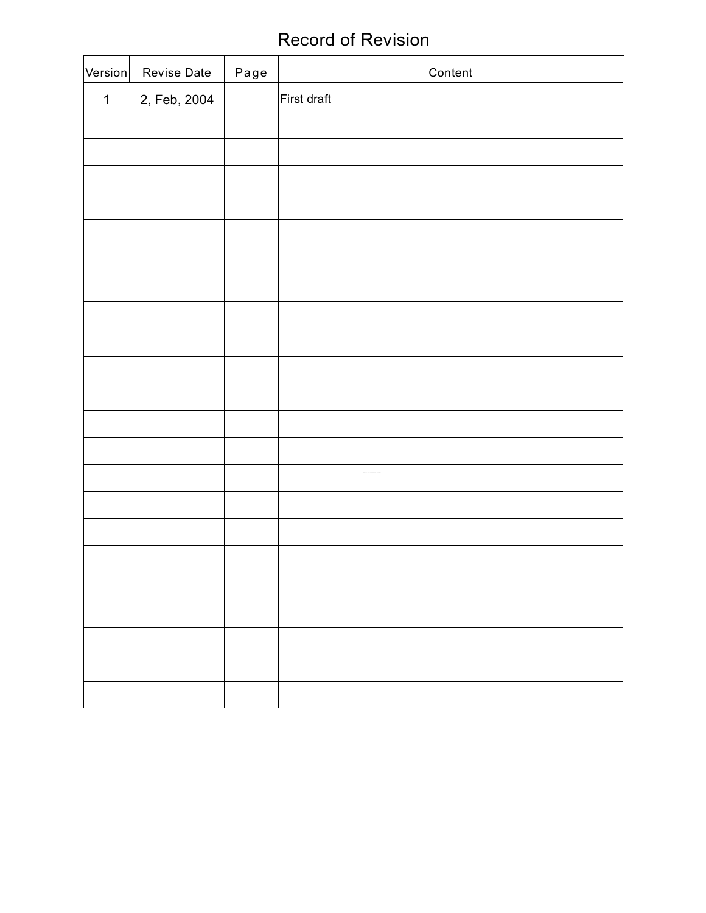# Record of Revision

| Version | Revise Date | Page | Content |
|---|---|---|---|
| 1 | 2, Feb, 2004 | | First draft |
| | | | |
| | | | |
| | | | |
| | | | |
| | | | |
| | | | |
| | | | |
| | | | |
| | | | |
| | | | |
| | | | |
| | | | |
| | | | |
| | | | |
| | | | |
| | | | |
| | | | |
| | | | |
| | | | |
| | | | |
| | | | |
| | | | |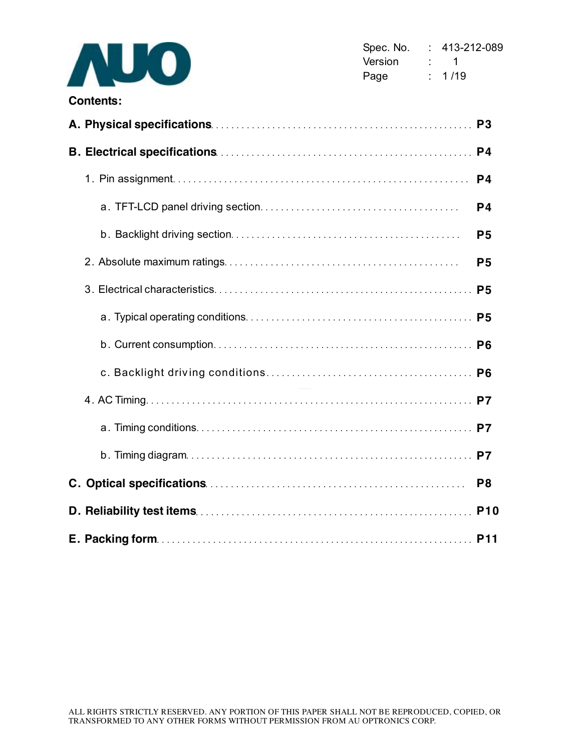**Contents:**

**A. Physical specifications** .................................................. **P3**

**B. Electrical specifications** .................................................. **P4**

1. Pin assignment .................................................. **P4**

   a. TFT-LCD panel driving section .................................................. **P4**

   b. Backlight driving section .................................................. **P5**

2. Absolute maximum ratings .................................................. **P5**

3. Electrical characteristics .................................................. **P5**

   a. Typical operating conditions .................................................. **P5**

   b. Current consumption .................................................. **P6**

   c. Backlight driving conditions .................................................. **P6**

4. AC Timing .................................................. **P7**

   a. Timing conditions .................................................. **P7**

   b. Timing diagram .................................................. **P7**

**C. Optical specifications** .................................................. **P8**

**D. Reliability test items** .................................................. **P10**

**E. Packing form** .................................................. **P11**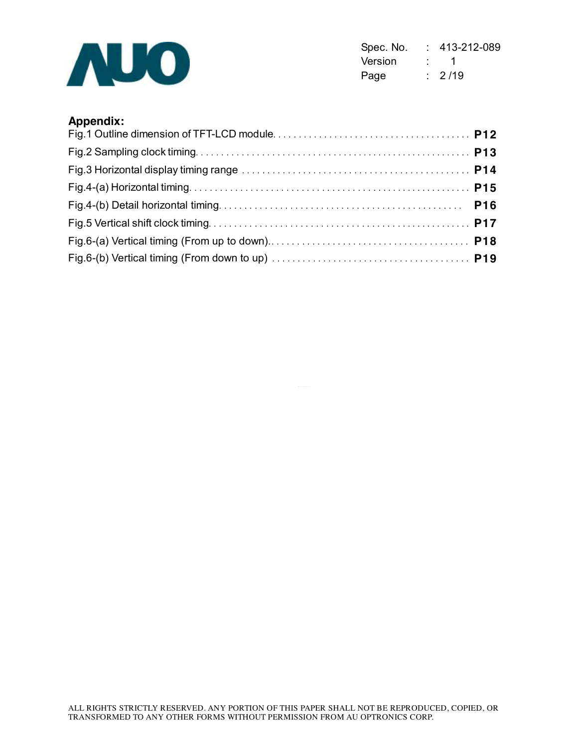**Appendix:**

Fig.1 Outline dimension of TFT-LCD module. . . . . . . . . . . . . . . . . . . . . . . . . . . . . . . . . . . . . . . **P12**

Fig.2 Sampling clock timing. . . . . . . . . . . . . . . . . . . . . . . . . . . . . . . . . . . . . . . . . . . . . . . . . . . . . **P13**

Fig.3 Horizontal display timing range . . . . . . . . . . . . . . . . . . . . . . . . . . . . . . . . . . . . . . . . . . . . . **P14**

Fig.4-(a) Horizontal timing. . . . . . . . . . . . . . . . . . . . . . . . . . . . . . . . . . . . . . . . . . . . . . . . . . . . . . **P15**

Fig.4-(b) Detail horizontal timing. . . . . . . . . . . . . . . . . . . . . . . . . . . . . . . . . . . . . . . . . . . . . . . . **P16**

Fig.5 Vertical shift clock timing. . . . . . . . . . . . . . . . . . . . . . . . . . . . . . . . . . . . . . . . . . . . . . . . . . . **P17**

Fig.6-(a) Vertical timing (From up to down). . . . . . . . . . . . . . . . . . . . . . . . . . . . . . . . . . . . . . . . **P18**

Fig.6-(b) Vertical timing (From down to up) . . . . . . . . . . . . . . . . . . . . . . . . . . . . . . . . . . . . . . . **P19**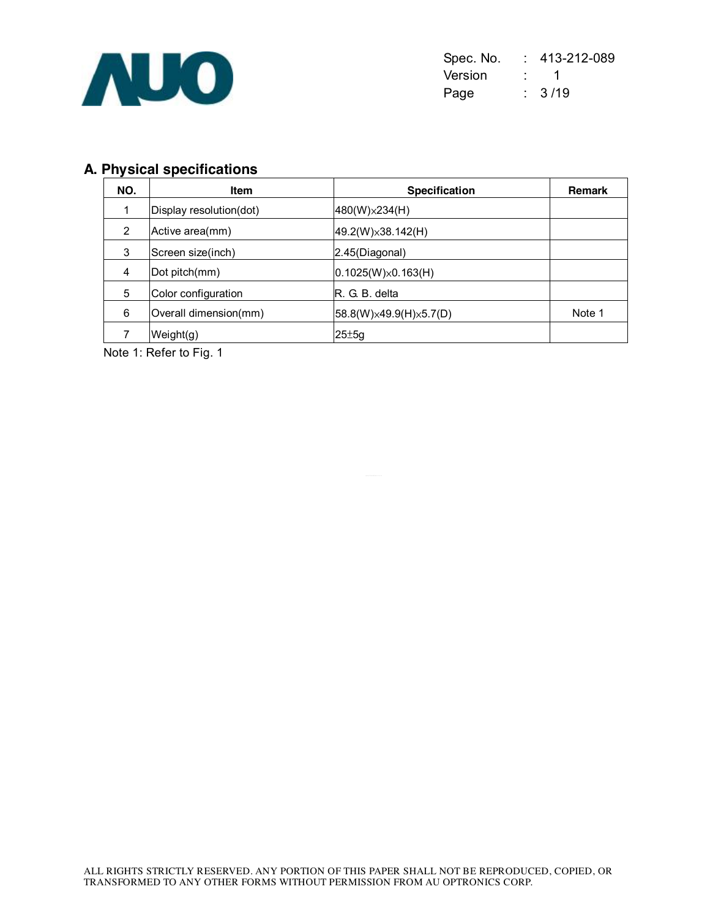## A. Physical specifications

| NO. | Item | Specification | Remark |
|---|---|---|---|
| 1 | Display resolution(dot) | 480(W)×234(H) | |
| 2 | Active area(mm) | 49.2(W)×38.142(H) | |
| 3 | Screen size(inch) | 2.45(Diagonal) | |
| 4 | Dot pitch(mm) | 0.1025(W)×0.163(H) | |
| 5 | Color configuration | R. G. B. delta | |
| 6 | Overall dimension(mm) | 58.8(W)×49.9(H)×5.7(D) | Note 1 |
| 7 | Weight(g) | 25±5g | |

Note 1: Refer to Fig. 1

ALL RIGHTS STRICTLY RESERVED. ANY PORTION OF THIS PAPER SHALL NOT BE REPRODUCED, COPIED, OR TRANSFORMED TO ANY OTHER FORMS WITHOUT PERMISSION FROM AU OPTRONICS CORP.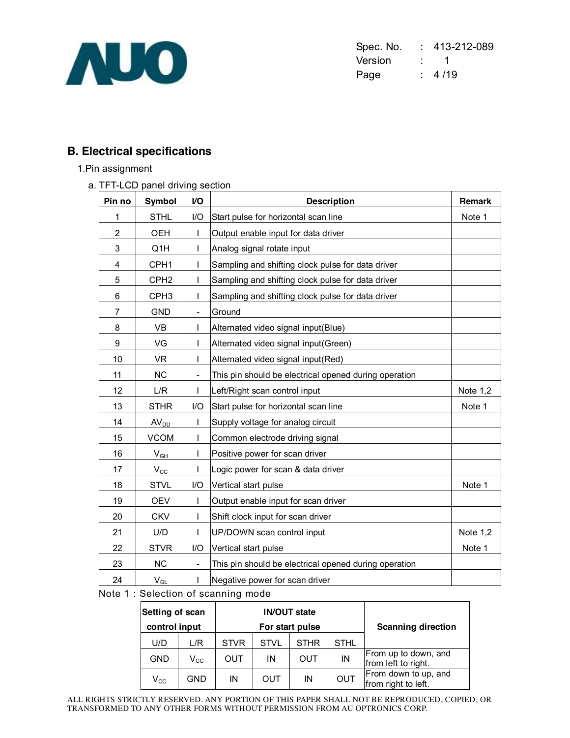## B. Electrical specifications

1.Pin assignment

a. TFT-LCD panel driving section

| Pin no | Symbol | I/O | Description | Remark |
|---|---|---|---|---|
| 1 | STHL | I/O | Start pulse for horizontal scan line | Note 1 |
| 2 | OEH | I | Output enable input for data driver | |
| 3 | Q1H | I | Analog signal rotate input | |
| 4 | CPH1 | I | Sampling and shifting clock pulse for data driver | |
| 5 | CPH2 | I | Sampling and shifting clock pulse for data driver | |
| 6 | CPH3 | I | Sampling and shifting clock pulse for data driver | |
| 7 | GND | - | Ground | |
| 8 | VB | I | Alternated video signal input(Blue) | |
| 9 | VG | I | Alternated video signal input(Green) | |
| 10 | VR | I | Alternated video signal input(Red) | |
| 11 | NC | - | This pin should be electrical opened during operation | |
| 12 | L/R | I | Left/Right scan control input | Note 1,2 |
| 13 | STHR | I/O | Start pulse for horizontal scan line | Note 1 |
| 14 | $AV_{DD}$ | I | Supply voltage for analog circuit | |
| 15 | VCOM | I | Common electrode driving signal | |
| 16 | $V_{GH}$ | I | Positive power for scan driver | |
| 17 | $V_{CC}$ | I | Logic power for scan & data driver | |
| 18 | STVL | I/O | Vertical start pulse | Note 1 |
| 19 | OEV | I | Output enable input for scan driver | |
| 20 | CKV | I | Shift clock input for scan driver | |
| 21 | U/D | I | UP/DOWN scan control input | Note 1,2 |
| 22 | STVR | I/O | Vertical start pulse | Note 1 |
| 23 | NC | - | This pin should be electrical opened during operation | |
| 24 | $V_{GL}$ | I | Negative power for scan driver | |

Note 1 : Selection of scanning mode

| Setting of scan control input | | IN/OUT state For start pulse | | | | Scanning direction |
|---|---|---|---|---|---|---|
| U/D | L/R | STVR | STVL | STHR | STHL | |
| GND | $V_{CC}$ | OUT | IN | OUT | IN | From up to down, and from left to right. |
| $V_{CC}$ | GND | IN | OUT | IN | OUT | From down to up, and from right to left. |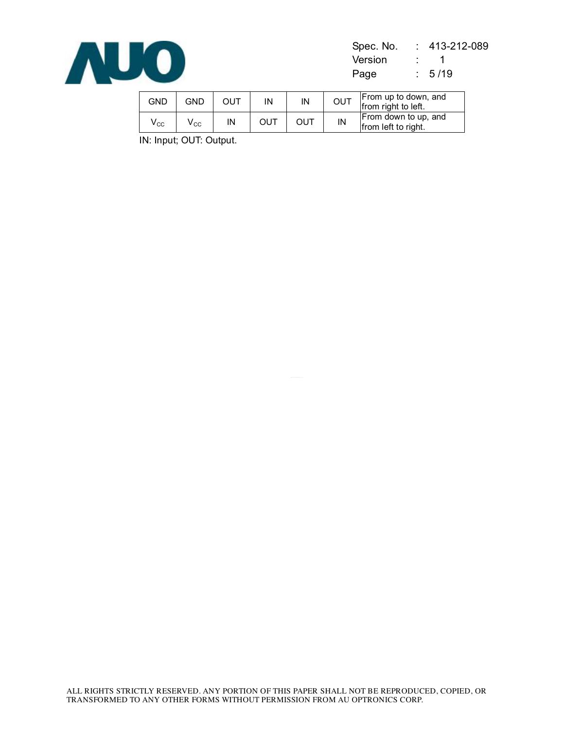| GND | GND | OUT | IN | IN | OUT | From up to down, and from right to left. |
|---|---|---|---|---|---|---|
| $V_{CC}$ | $V_{CC}$ | IN | OUT | OUT | IN | From down to up, and from left to right. |

IN: Input; OUT: Output.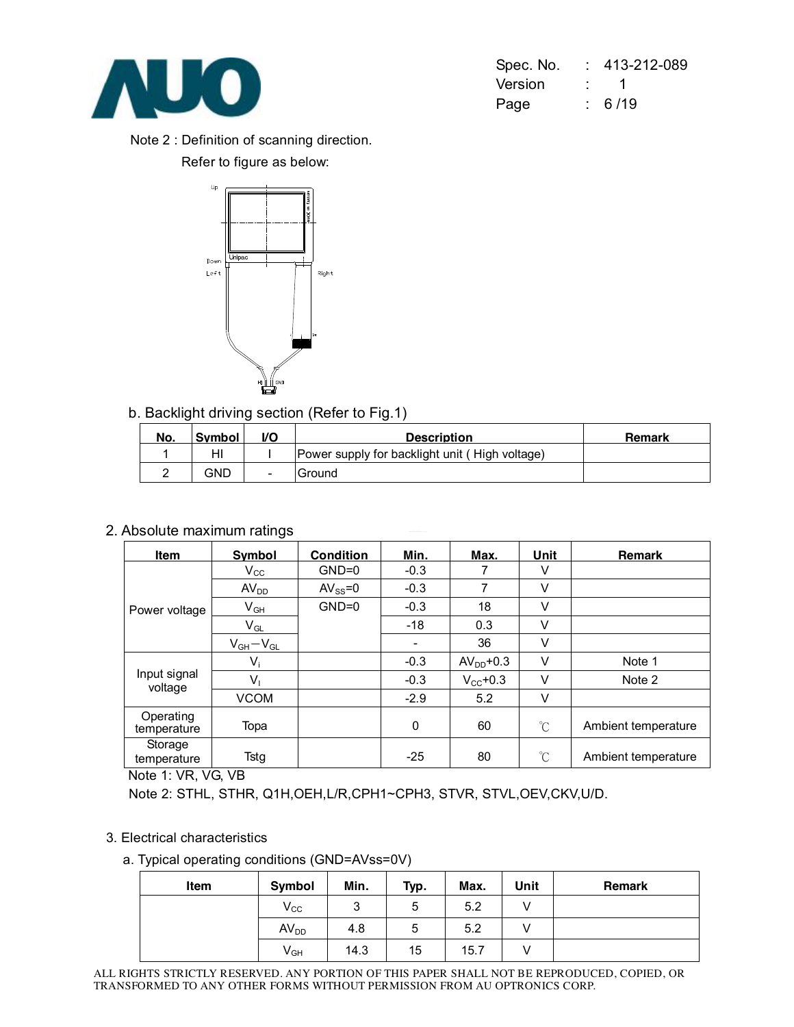Note 2 : Definition of scanning direction.

Refer to figure as below:

b. Backlight driving section (Refer to Fig.1)

| No. | Symbol | I/O | Description | Remark |
|---|---|---|---|---|
| 1 | HI | I | Power supply for backlight unit ( High voltage) | |
| 2 | GND | - | Ground | |

2. Absolute maximum ratings

| Item | Symbol | Condition | Min. | Max. | Unit | Remark |
|---|---|---|---|---|---|---|
| Power voltage | $V_{CC}$ | GND=0 | -0.3 | 7 | V | |
| | $AV_{DD}$ | $AV_{SS}$=0 | -0.3 | 7 | V | |
| | $V_{GH}$ | GND=0 | -0.3 | 18 | V | |
| | $V_{GL}$ | | -18 | 0.3 | V | |
| | $V_{GH}-V_{GL}$ | | - | 36 | V | |
| Input signal voltage | $V_i$ | | -0.3 | $AV_{DD}$+0.3 | V | Note 1 |
| | $V_I$ | | -0.3 | $V_{CC}$+0.3 | V | Note 2 |
| | VCOM | | -2.9 | 5.2 | V | |
| Operating temperature | Topa | | 0 | 60 | ℃ | Ambient temperature |
| Storage temperature | Tstg | | -25 | 80 | ℃ | Ambient temperature |

Note 1: VR, VG, VB

Note 2: STHL, STHR, Q1H,OEH,L/R,CPH1~CPH3, STVR, STVL,OEV,CKV,U/D.

3. Electrical characteristics

a. Typical operating conditions (GND=AVss=0V)

| Item | Symbol | Min. | Typ. | Max. | Unit | Remark |
|---|---|---|---|---|---|---|
| | $V_{CC}$ | 3 | 5 | 5.2 | V | |
| | $AV_{DD}$ | 4.8 | 5 | 5.2 | V | |
| | $V_{GH}$ | 14.3 | 15 | 15.7 | V | |

ALL RIGHTS STRICTLY RESERVED. ANY PORTION OF THIS PAPER SHALL NOT BE REPRODUCED, COPIED, OR TRANSFORMED TO ANY OTHER FORMS WITHOUT PERMISSION FROM AU OPTRONICS CORP.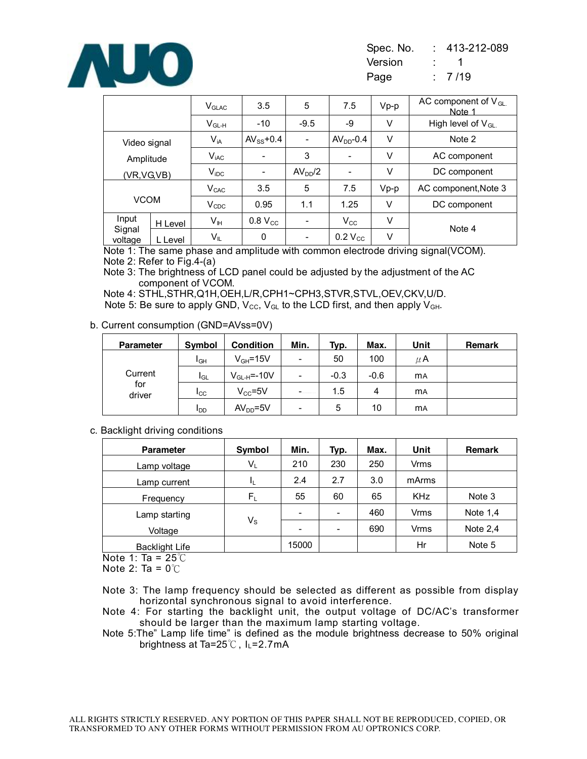| | | Symbol | Min. | Typ. | Max. | Unit | Remark |
|---|---|---|---|---|---|---|---|
| | | $V_{GLAC}$ | 3.5 | 5 | 7.5 | Vp-p | AC component of $V_{GL}$ Note 1 |
| | | $V_{GL-H}$ | -10 | -9.5 | -9 | V | High level of $V_{GL}$ |
| Video signal Amplitude (VR,VG,VB) | | $V_{iA}$ | $AV_{SS}$+0.4 | - | $AV_{DD}$-0.4 | V | Note 2 |
| | | $V_{iAC}$ | - | 3 | - | V | AC component |
| | | $V_{iDC}$ | - | $AV_{DD}$/2 | - | V | DC component |
| VCOM | | $V_{CAC}$ | 3.5 | 5 | 7.5 | Vp-p | AC component,Note 3 |
| | | $V_{CDC}$ | 0.95 | 1.1 | 1.25 | V | DC component |
| Input Signal voltage | H Level | $V_{IH}$ | 0.8 $V_{CC}$ | - | $V_{CC}$ | V | Note 4 |
| | L Level | $V_{IL}$ | 0 | - | 0.2 $V_{CC}$ | V | |

Note 1: The same phase and amplitude with common electrode driving signal(VCOM).
Note 2: Refer to Fig.4-(a)
Note 3: The brightness of LCD panel could be adjusted by the adjustment of the AC component of VCOM.
Note 4: STHL,STHR,Q1H,OEH,L/R,CPH1~CPH3,STVR,STVL,OEV,CKV,U/D.
Note 5: Be sure to apply GND, $V_{CC}$, $V_{GL}$ to the LCD first, and then apply $V_{GH}$.

b. Current consumption (GND=AVss=0V)

| Parameter | Symbol | Condition | Min. | Typ. | Max. | Unit | Remark |
|---|---|---|---|---|---|---|---|
| Current for driver | $I_{GH}$ | $V_{GH}$=15V | - | 50 | 100 | μA | |
| | $I_{GL}$ | $V_{GL-H}$=-10V | - | -0.3 | -0.6 | mA | |
| | $I_{CC}$ | $V_{CC}$=5V | - | 1.5 | 4 | mA | |
| | $I_{DD}$ | $AV_{DD}$=5V | - | 5 | 10 | mA | |

c. Backlight driving conditions

| Parameter | Symbol | Min. | Typ. | Max. | Unit | Remark |
|---|---|---|---|---|---|---|
| Lamp voltage | $V_L$ | 210 | 230 | 250 | Vrms | |
| Lamp current | $I_L$ | 2.4 | 2.7 | 3.0 | mArms | |
| Frequency | $F_L$ | 55 | 60 | 65 | KHz | Note 3 |
| Lamp starting Voltage | $V_S$ | - | - | 460 | Vrms | Note 1,4 |
| | | - | - | 690 | Vrms | Note 2,4 |
| Backlight Life | | 15000 | | | Hr | Note 5 |

Note 1: Ta = 25℃
Note 2: Ta = 0℃

Note 3: The lamp frequency should be selected as different as possible from display horizontal synchronous signal to avoid interference.
Note 4: For starting the backlight unit, the output voltage of DC/AC's transformer should be larger than the maximum lamp starting voltage.
Note 5:The" Lamp life time" is defined as the module brightness decrease to 50% original brightness at Ta=25℃, $I_L$=2.7mA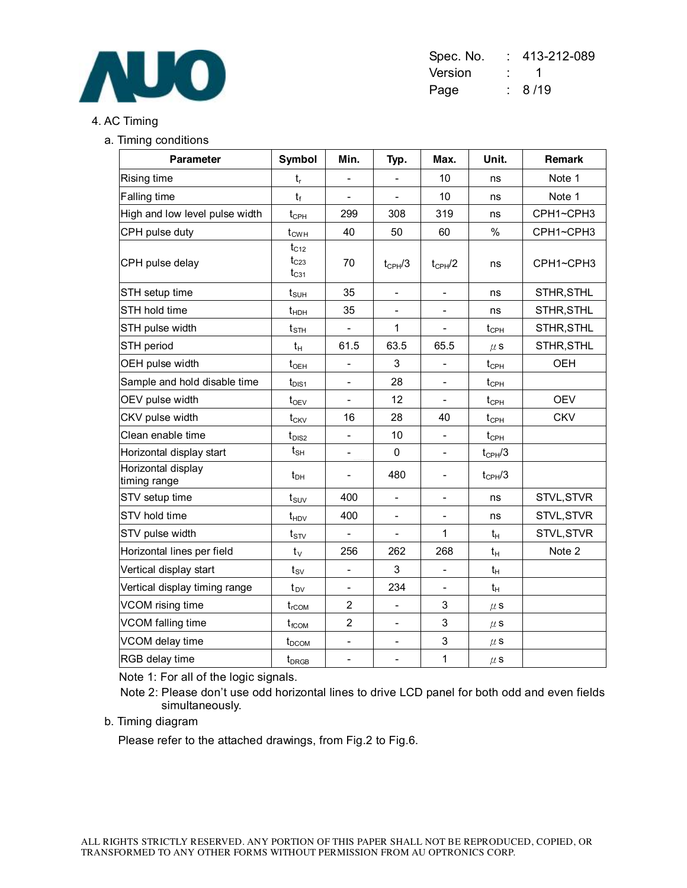4. AC Timing

a. Timing conditions

| Parameter | Symbol | Min. | Typ. | Max. | Unit. | Remark |
|---|---|---|---|---|---|---|
| Rising time | $t_r$ | - | - | 10 | ns | Note 1 |
| Falling time | $t_f$ | - | - | 10 | ns | Note 1 |
| High and low level pulse width | $t_{CPH}$ | 299 | 308 | 319 | ns | CPH1~CPH3 |
| CPH pulse duty | $t_{CWH}$ | 40 | 50 | 60 | % | CPH1~CPH3 |
| CPH pulse delay | $t_{C12}$ $t_{C23}$ $t_{C31}$ | 70 | $t_{CPH}/3$ | $t_{CPH}/2$ | ns | CPH1~CPH3 |
| STH setup time | $t_{SUH}$ | 35 | - | - | ns | STHR,STHL |
| STH hold time | $t_{HDH}$ | 35 | - | - | ns | STHR,STHL |
| STH pulse width | $t_{STH}$ | - | 1 | - | $t_{CPH}$ | STHR,STHL |
| STH period | $t_H$ | 61.5 | 63.5 | 65.5 | $\mu$s | STHR,STHL |
| OEH pulse width | $t_{OEH}$ | - | 3 | - | $t_{CPH}$ | OEH |
| Sample and hold disable time | $t_{DIS1}$ | - | 28 | - | $t_{CPH}$ | |
| OEV pulse width | $t_{OEV}$ | - | 12 | - | $t_{CPH}$ | OEV |
| CKV pulse width | $t_{CKV}$ | 16 | 28 | 40 | $t_{CPH}$ | CKV |
| Clean enable time | $t_{DIS2}$ | - | 10 | - | $t_{CPH}$ | |
| Horizontal display start | $t_{SH}$ | - | 0 | - | $t_{CPH}/3$ | |
| Horizontal display timing range | $t_{DH}$ | - | 480 | - | $t_{CPH}/3$ | |
| STV setup time | $t_{SUV}$ | 400 | - | - | ns | STVL,STVR |
| STV hold time | $t_{HDV}$ | 400 | - | - | ns | STVL,STVR |
| STV pulse width | $t_{STV}$ | - | - | 1 | $t_H$ | STVL,STVR |
| Horizontal lines per field | $t_V$ | 256 | 262 | 268 | $t_H$ | Note 2 |
| Vertical display start | $t_{SV}$ | - | 3 | - | $t_H$ | |
| Vertical display timing range | $t_{DV}$ | - | 234 | - | $t_H$ | |
| VCOM rising time | $t_{rCOM}$ | 2 | - | 3 | $\mu$s | |
| VCOM falling time | $t_{fCOM}$ | 2 | - | 3 | $\mu$s | |
| VCOM delay time | $t_{DCOM}$ | - | - | 3 | $\mu$s | |
| RGB delay time | $t_{DRGB}$ | - | - | 1 | $\mu$s | |

Note 1: For all of the logic signals.

Note 2: Please don't use odd horizontal lines to drive LCD panel for both odd and even fields simultaneously.

b. Timing diagram

Please refer to the attached drawings, from Fig.2 to Fig.6.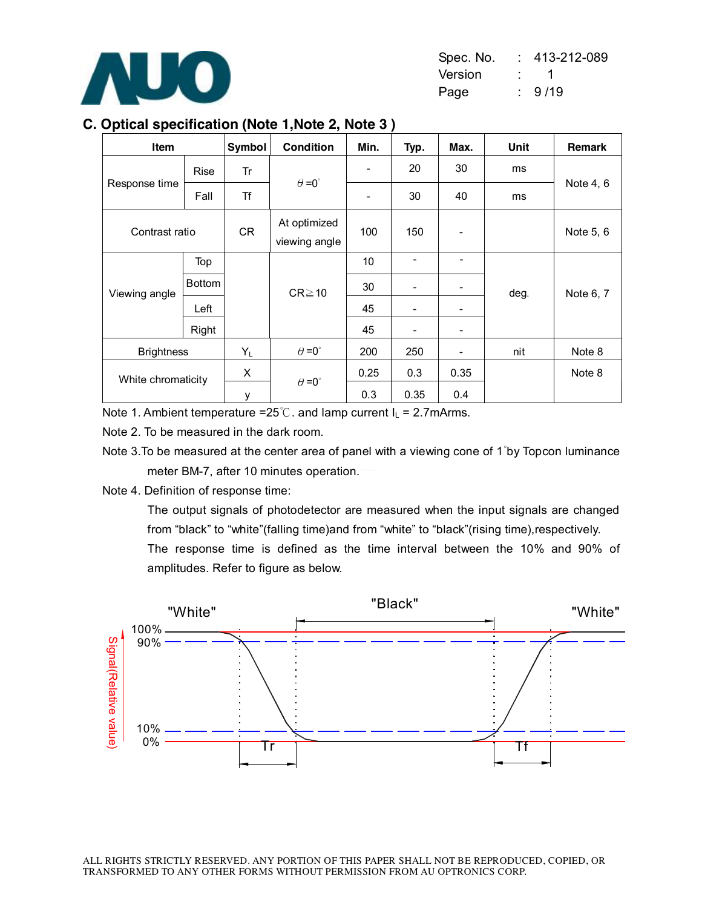## C. Optical specification (Note 1,Note 2, Note 3 )

| Item | | Symbol | Condition | Min. | Typ. | Max. | Unit | Remark |
|---|---|---|---|---|---|---|---|---|
| Response time | Rise | Tr | $\theta$ =0° | - | 20 | 30 | ms | Note 4, 6 |
| | Fall | Tf | | - | 30 | 40 | ms | |
| Contrast ratio | | CR | At optimized viewing angle | 100 | 150 | - | | Note 5, 6 |
| Viewing angle | Top | | CR≧10 | 10 | - | - | deg. | Note 6, 7 |
| | Bottom | | | 30 | - | - | | |
| | Left | | | 45 | - | - | | |
| | Right | | | 45 | - | - | | |
| Brightness | | $Y_L$ | $\theta$ =0° | 200 | 250 | - | nit | Note 8 |
| White chromaticity | | X | $\theta$ =0° | 0.25 | 0.3 | 0.35 | | Note 8 |
| | | y | | 0.3 | 0.35 | 0.4 | | |

Note 1. Ambient temperature =25℃. and lamp current $I_L$ = 2.7mArms.

Note 2. To be measured in the dark room.

Note 3.To be measured at the center area of panel with a viewing cone of 1°by Topcon luminance meter BM-7, after 10 minutes operation.

Note 4. Definition of response time:

The output signals of photodetector are measured when the input signals are changed from “black” to “white”(falling time)and from “white” to “black”(rising time),respectively.

The response time is defined as the time interval between the 10% and 90% of amplitudes. Refer to figure as below.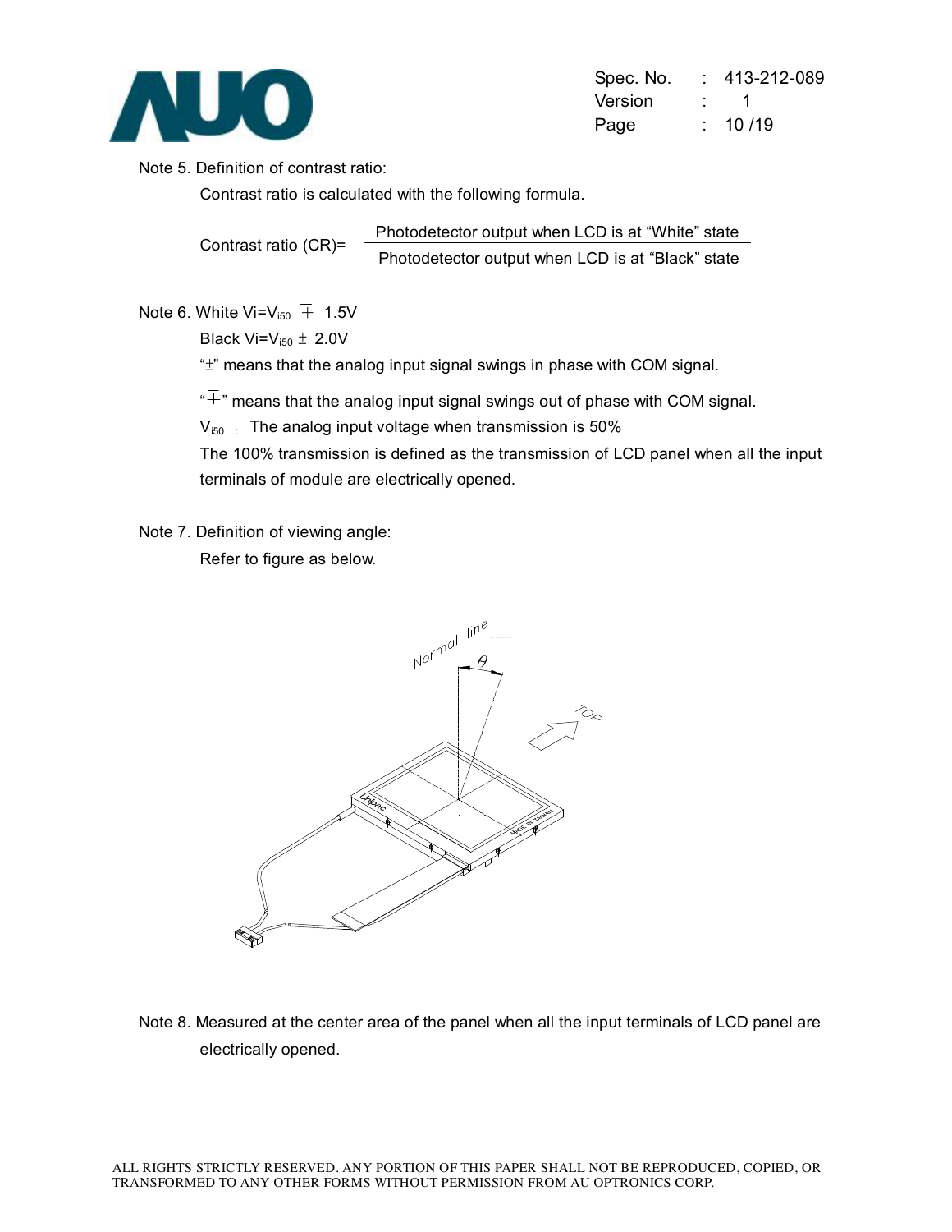Note 5. Definition of contrast ratio:

Contrast ratio is calculated with the following formula.

$$\text{Contrast ratio (CR)} = \frac{\text{Photodetector output when LCD is at "White" state}}{\text{Photodetector output when LCD is at "Black" state}}$$

Note 6. White $V_i = V_{i50} \mp 1.5V$

Black $V_i = V_{i50} \pm 2.0V$

"±" means that the analog input signal swings in phase with COM signal.

"∓" means that the analog input signal swings out of phase with COM signal.

$V_{i50}$ : The analog input voltage when transmission is 50%

The 100% transmission is defined as the transmission of LCD panel when all the input terminals of module are electrically opened.

Note 7. Definition of viewing angle:

Refer to figure as below.

Note 8. Measured at the center area of the panel when all the input terminals of LCD panel are electrically opened.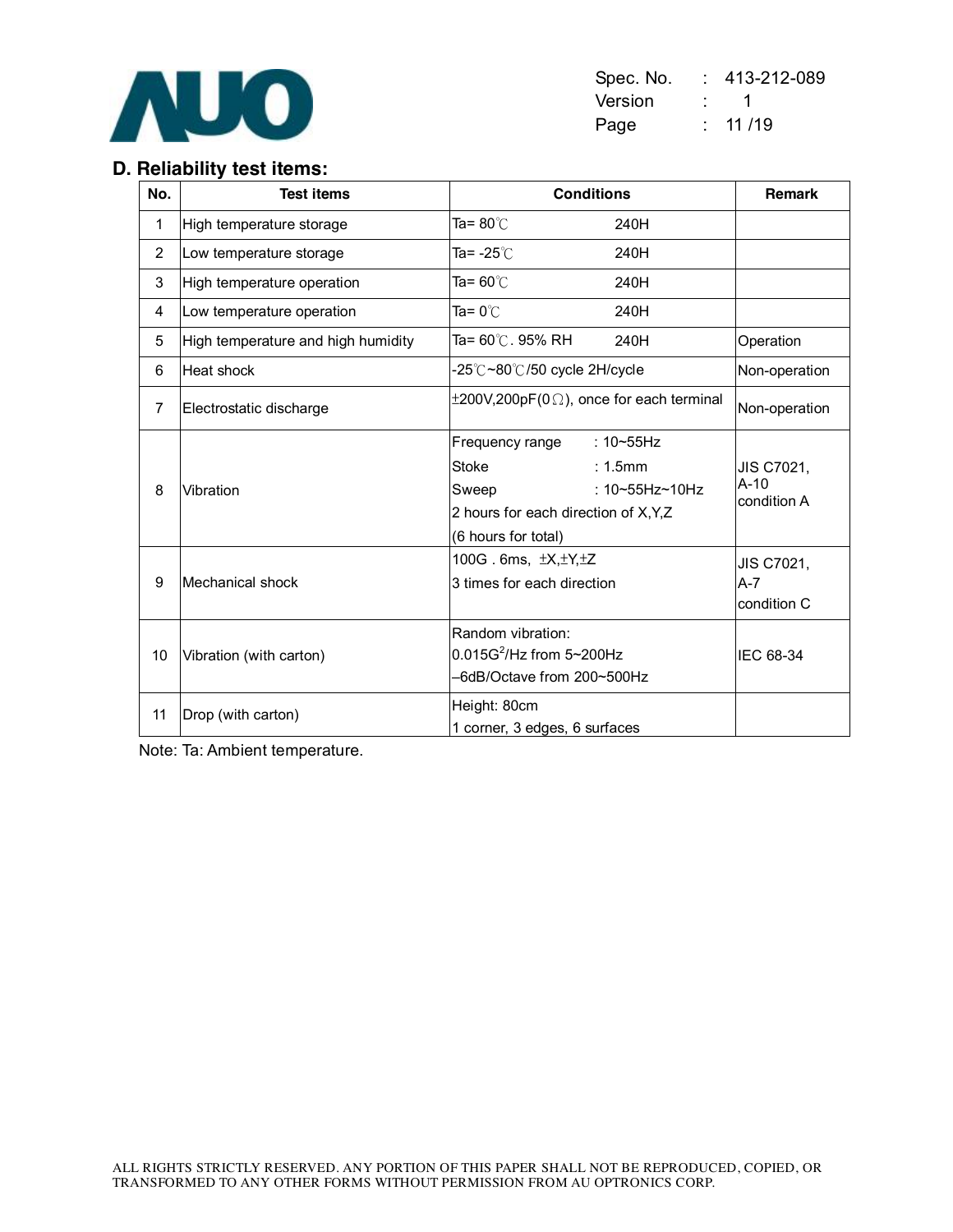## D. Reliability test items:

| No. | Test items | Conditions | Remark |
|---|---|---|---|
| 1 | High temperature storage | Ta= 80℃ 240H | |
| 2 | Low temperature storage | Ta= -25℃ 240H | |
| 3 | High temperature operation | Ta= 60℃ 240H | |
| 4 | Low temperature operation | Ta= 0℃ 240H | |
| 5 | High temperature and high humidity | Ta= 60℃. 95% RH 240H | Operation |
| 6 | Heat shock | -25℃~80℃/50 cycle 2H/cycle | Non-operation |
| 7 | Electrostatic discharge | ±200V,200pF(0Ω), once for each terminal | Non-operation |
| 8 | Vibration | Frequency range : 10~55Hz<br>Stoke : 1.5mm<br>Sweep : 10~55Hz~10Hz<br>2 hours for each direction of X,Y,Z<br>(6 hours for total) | JIS C7021, A-10 condition A |
| 9 | Mechanical shock | 100G . 6ms, ±X,±Y,±Z<br>3 times for each direction | JIS C7021, A-7 condition C |
| 10 | Vibration (with carton) | Random vibration:<br>$0.015G^2$/Hz from 5~200Hz<br>–6dB/Octave from 200~500Hz | IEC 68-34 |
| 11 | Drop (with carton) | Height: 80cm<br>1 corner, 3 edges, 6 surfaces | |

Note: Ta: Ambient temperature.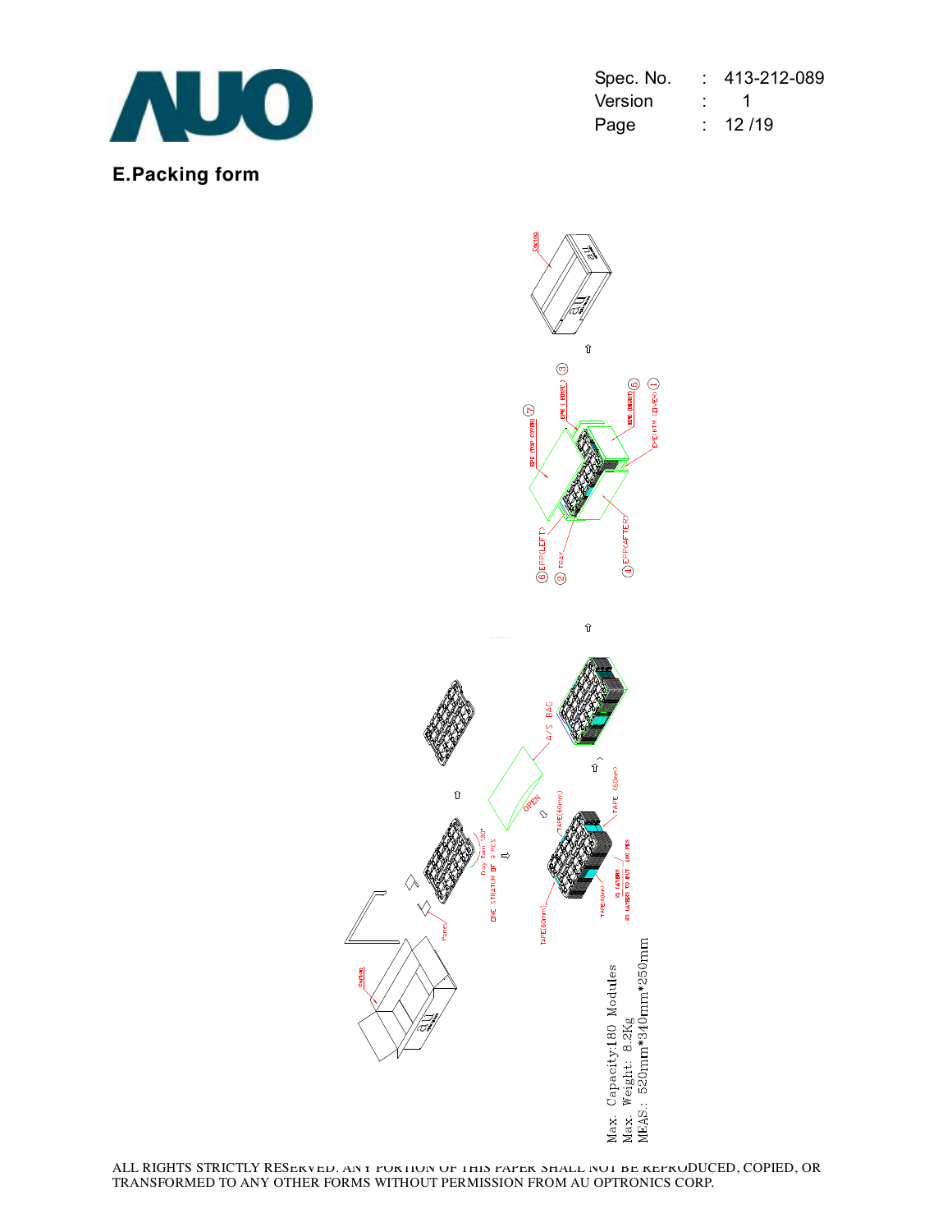## E.Packing form

Max. Capacity:180 Modules
Max. Weight: 8.2Kg
MEAS.: 520mm*340mm*250mm

ALL RIGHTS STRICTLY RESERVED. ANY PORTION OF THIS PAPER SHALL NOT BE REPRODUCED, COPIED, OR TRANSFORMED TO ANY OTHER FORMS WITHOUT PERMISSION FROM AU OPTRONICS CORP.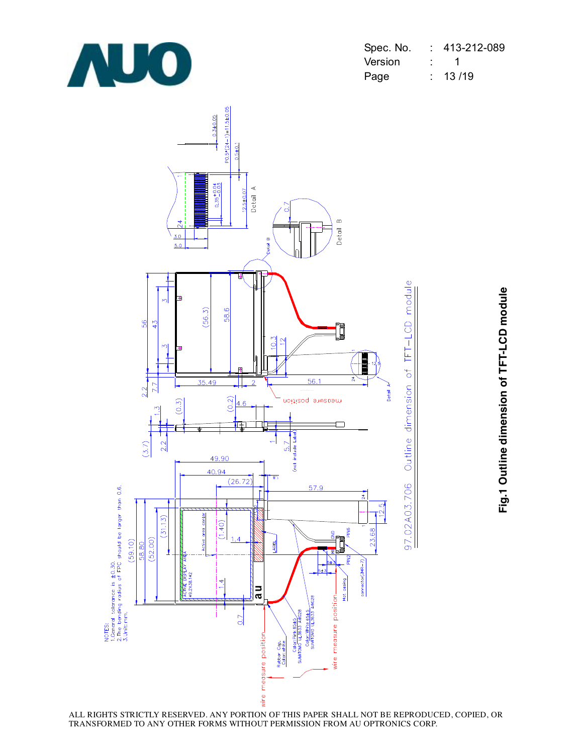NOTES:
1.General tolerance is ±0.30.
2.The bending radius of FPC should be larger than 0.6.
3.Unit:mm.

97.02A03.706 Outline dimension of TFT-LCD module

**Fig.1 Outline dimension of TFT-LCD module**

ALL RIGHTS STRICTLY RESERVED. ANY PORTION OF THIS PAPER SHALL NOT BE REPRODUCED, COPIED, OR TRANSFORMED TO ANY OTHER FORMS WITHOUT PERMISSION FROM AU OPTRONICS CORP.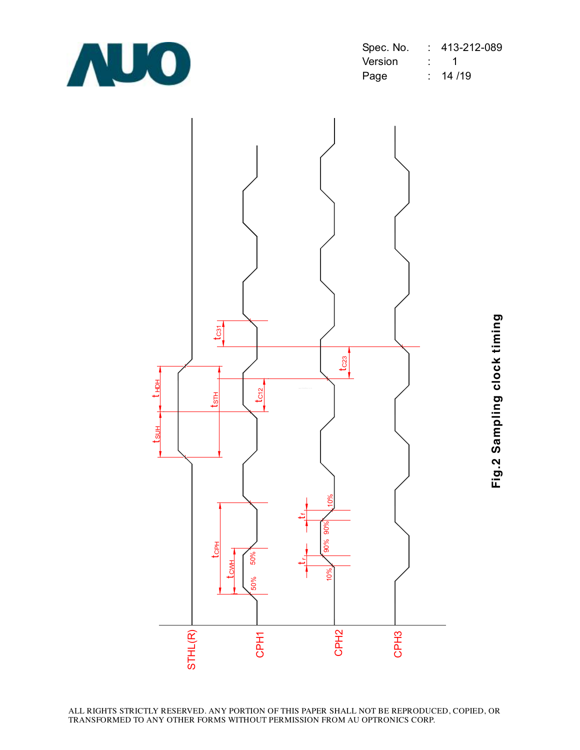STHL(R)

CPH1

CPH2

CPH3

$t_{HDH}$ $t_{SUH}$ $t_{STH}$ $t_{C31}$ $t_{C12}$ $t_{C23}$ $t_{CPH}$ $t_{CWH}$ $t_f$ $t_r$

50% 50% 10% 90% 90% 10%

**Fig.2 Sampling clock timing**

ALL RIGHTS STRICTLY RESERVED. ANY PORTION OF THIS PAPER SHALL NOT BE REPRODUCED, COPIED, OR TRANSFORMED TO ANY OTHER FORMS WITHOUT PERMISSION FROM AU OPTRONICS CORP.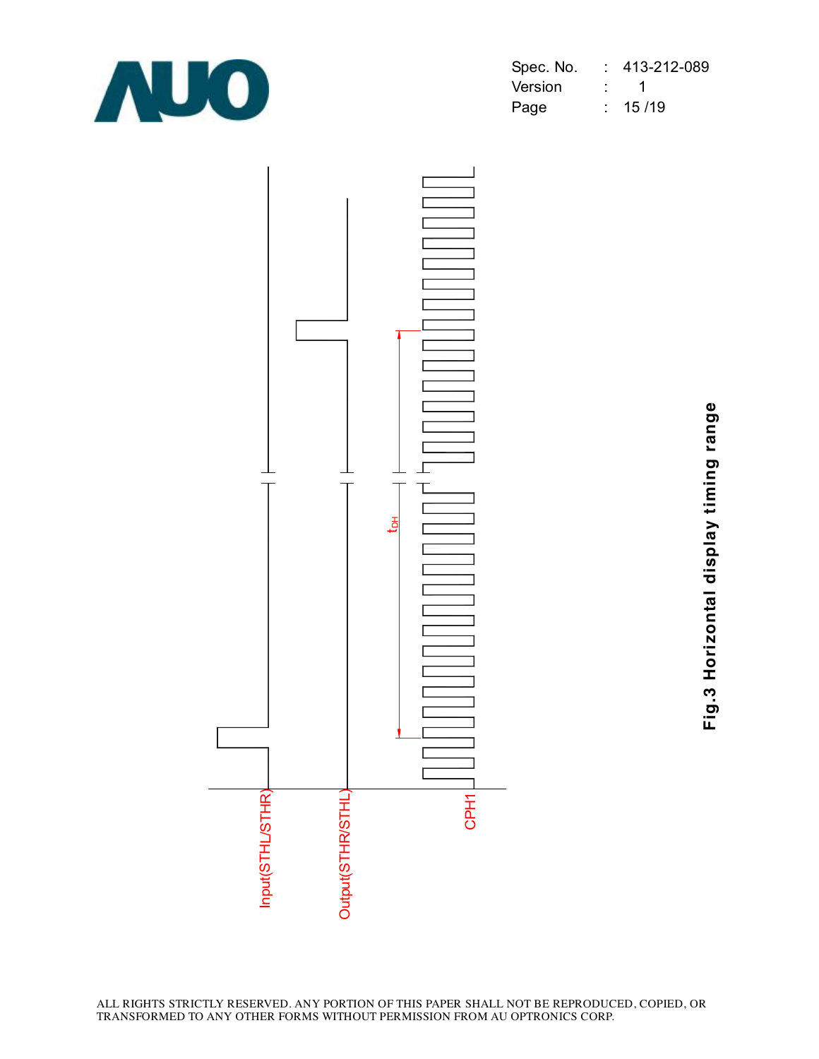Input(STHL/STHR)

Output(STHR/STHL)

CPH1

$t_{DH}$

**Fig.3 Horizontal display timing range**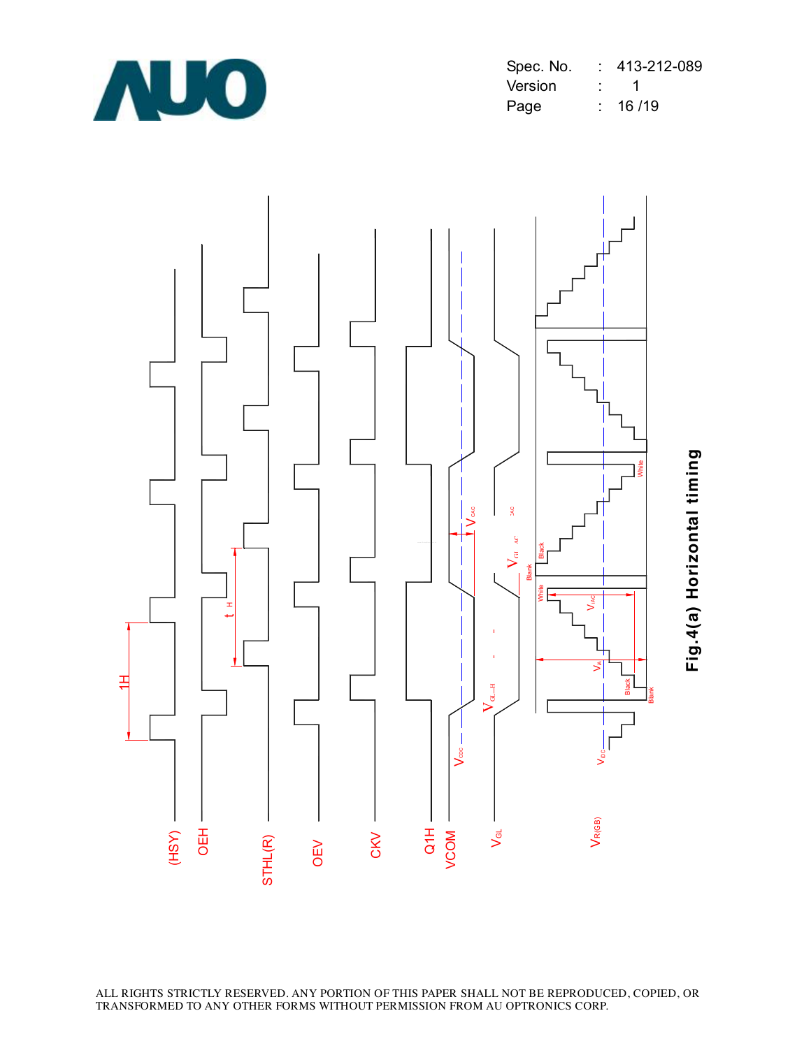**Fig.4(a) Horizontal timing**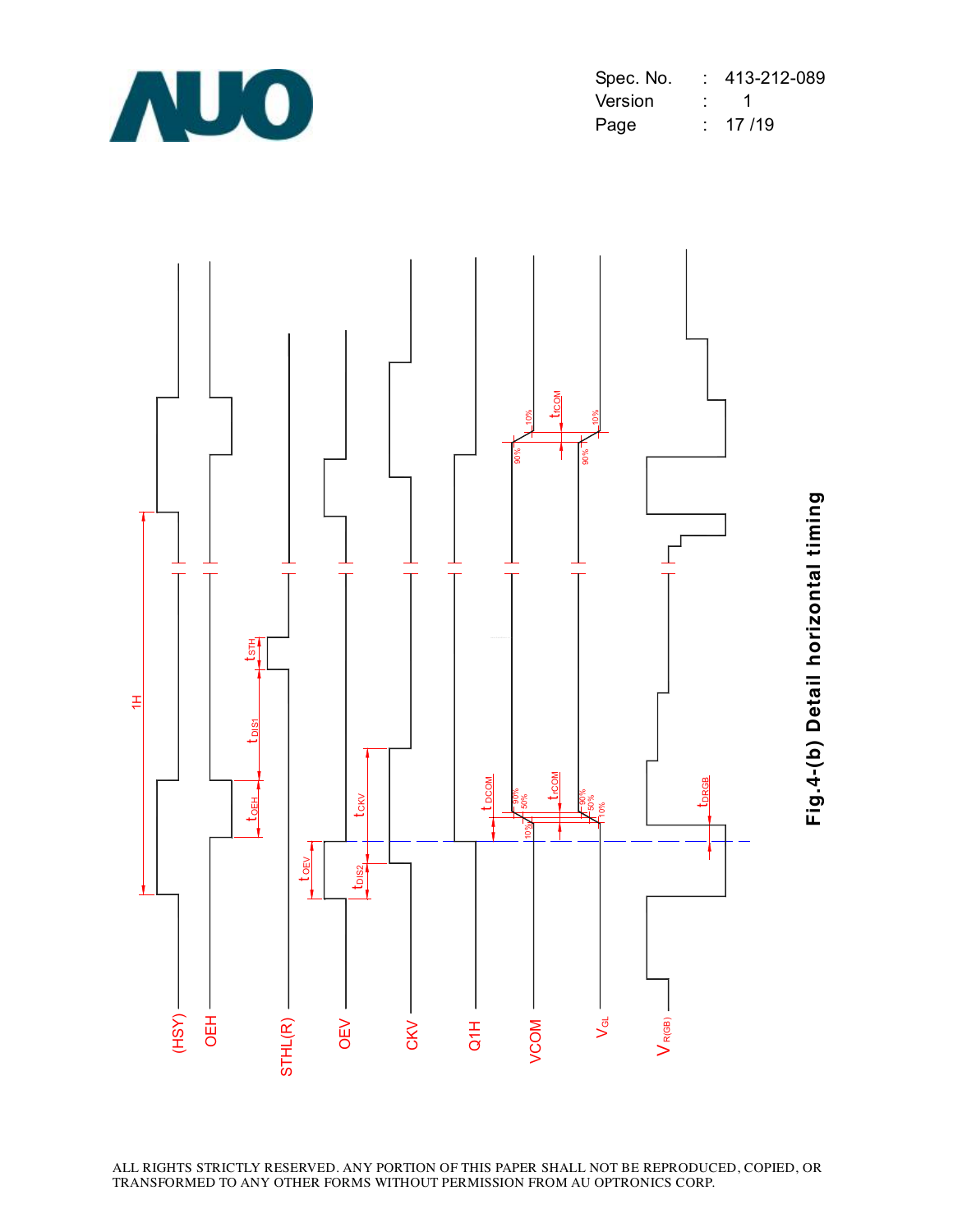Fig.4-(b) Detail horizontal timing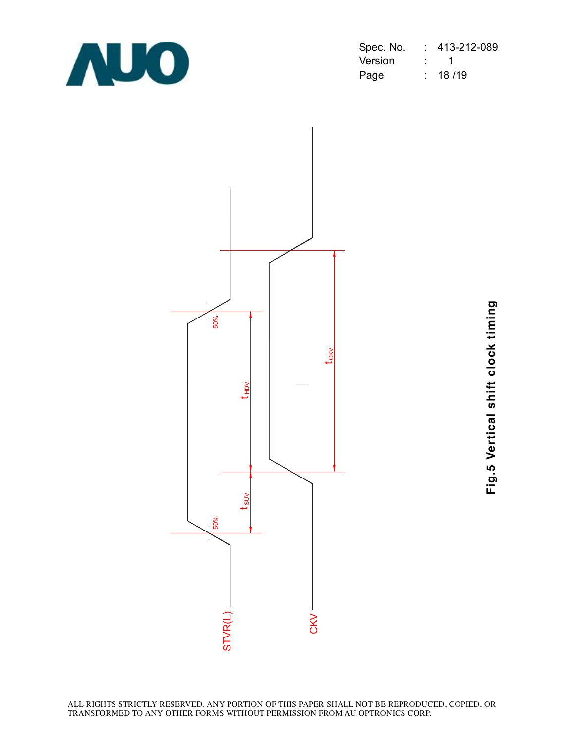STVR(L)

CKV

50%

50%

$t_{HDV}$

$t_{SUV}$

$t_{CKV}$

**Fig.5 Vertical shift clock timing**

ALL RIGHTS STRICTLY RESERVED. ANY PORTION OF THIS PAPER SHALL NOT BE REPRODUCED, COPIED, OR TRANSFORMED TO ANY OTHER FORMS WITHOUT PERMISSION FROM AU OPTRONICS CORP.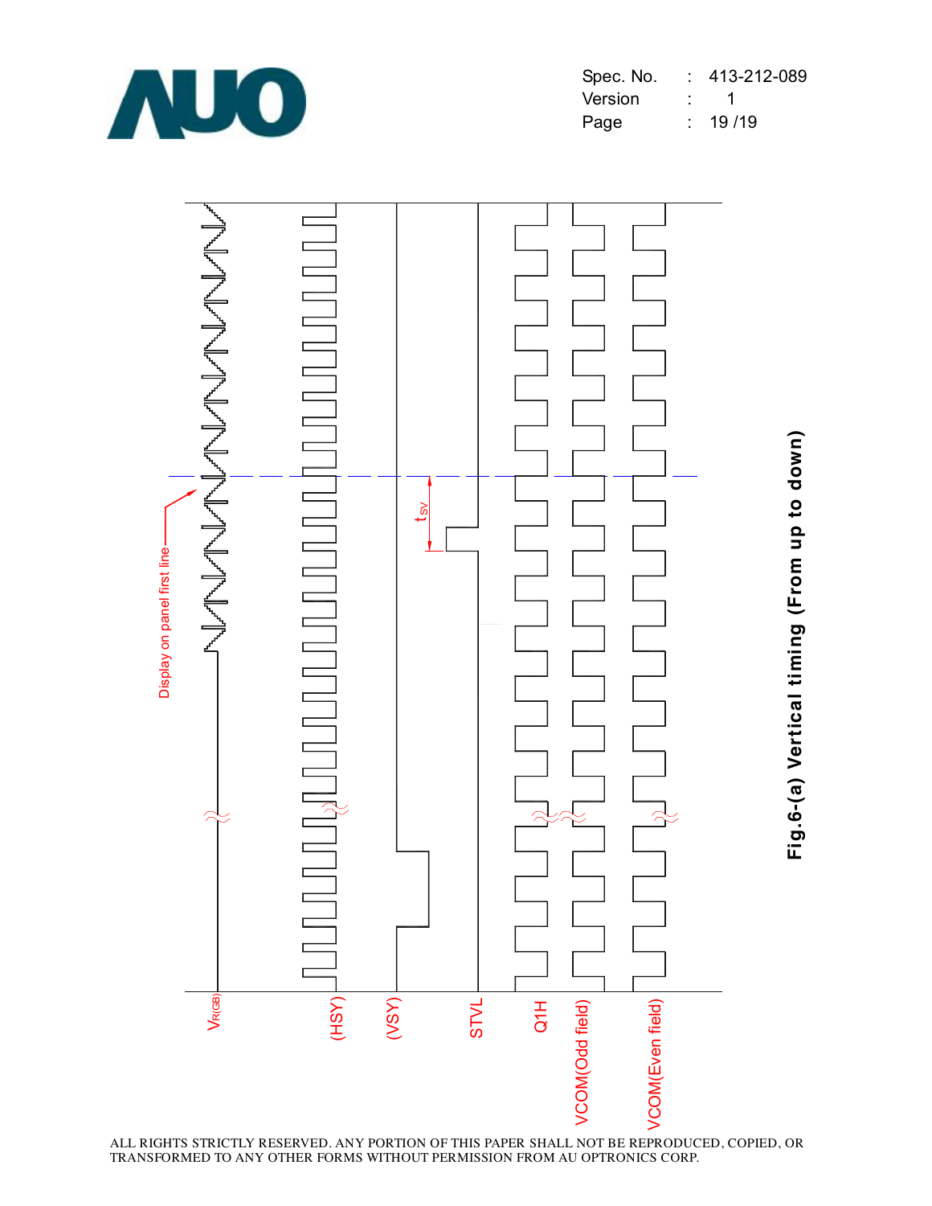$V_{R(GB)}$

(HSY)

(VSY)

STVL

Q1H

VCOM(Odd field)

VCOM(Even field)

Display on panel first line

$t_{SV}$

**Fig.6-(a) Vertical timing (From up to down)**

ALL RIGHTS STRICTLY RESERVED. ANY PORTION OF THIS PAPER SHALL NOT BE REPRODUCED, COPIED, OR TRANSFORMED TO ANY OTHER FORMS WITHOUT PERMISSION FROM AU OPTRONICS CORP.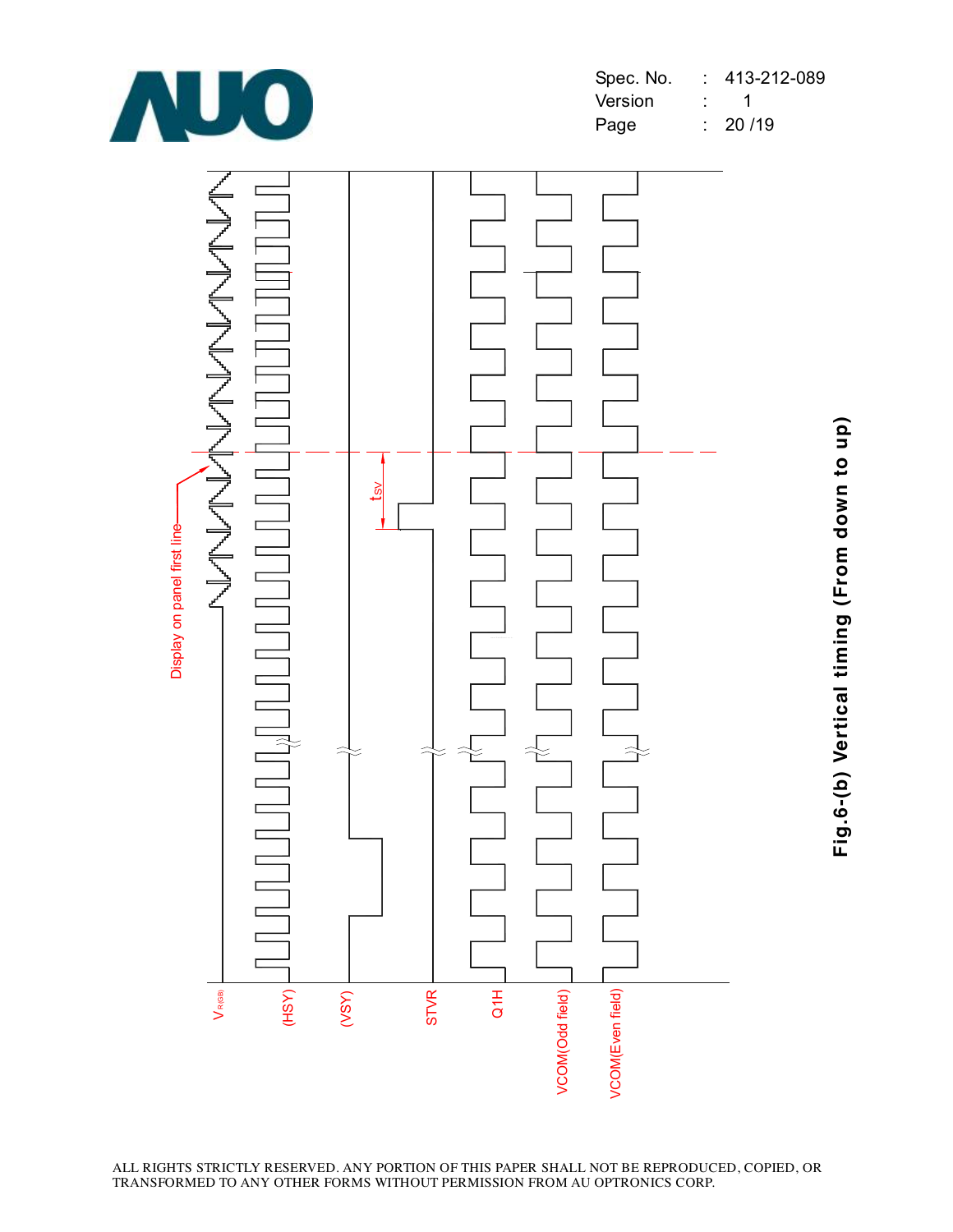Display on panel first line

$t_{SV}$

$V_{R(GB)}$

(HSY)

(VSY)

STVR

Q1H

VCOM(Odd field)

VCOM(Even field)

**Fig.6-(b) Vertical timing (From down to up)**

ALL RIGHTS STRICTLY RESERVED. ANY PORTION OF THIS PAPER SHALL NOT BE REPRODUCED, COPIED, OR TRANSFORMED TO ANY OTHER FORMS WITHOUT PERMISSION FROM AU OPTRONICS CORP.